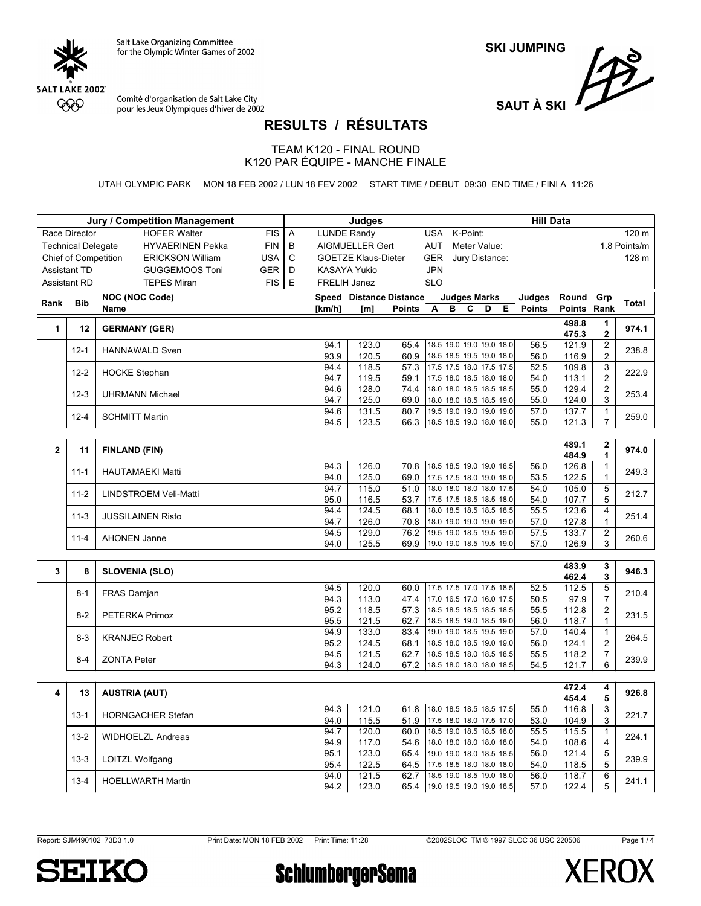Salt Lake Organizing Committee for the Olympic Winter Games of 2002

Comité d'organisation de Salt Lake City pour les Jeux Olympiques d'hiver de 2002

**SKI JUMPING**

**SAUT À SKI**

# RESULTS / RÉSULTATS

## TEAM K120 - FINAL ROUND
## K120 PAR ÉQUIPE - MANCHE FINALE

UTAH OLYMPIC PARK MON 18 FEB 2002 / LUN 18 FEV 2002 START TIME / DEBUT 09:30 END TIME / FINI A 11:26

| Jury / Competition Management | | | | Judges | | | Hill Data | |
|---|---|---|---|---|---|---|---|---|
| Race Director | HOFER Walter | FIS | A | LUNDE Randy | USA | | K-Point: | 120 m |
| Technical Delegate | HYVAERINEN Pekka | FIN | B | AIGMUELLER Gert | AUT | | Meter Value: | 1.8 Points/m |
| Chief of Competition | ERICKSON William | USA | C | GOETZE Klaus-Dieter | GER | | Jury Distance: | 128 m |
| Assistant TD | GUGGEMOOS Toni | GER | D | KASAYA Yukio | JPN | | | |
| Assistant RD | TEPES Miran | FIS | E | FRELIH Janez | SLO | | | |

| Rank | Bib | NOC (NOC Code) Name | Speed [km/h] | Distance [m] | Distance Points | A | B | C | D | E | Judges Points | Round Points | Grp Rank | Total |
|---|---|---|---|---|---|---|---|---|---|---|---|---|---|---|
| 1 | 12 | GERMANY (GER) | | | | | | | | | | 498.8<br>475.3 | 1<br>2 | 974.1 |
| | 12-1 | HANNAWALD Sven | 94.1<br>93.9 | 123.0<br>120.5 | 65.4<br>60.9 | 18.5<br>18.5 | 19.0<br>18.5 | 19.0<br>19.5 | 19.0<br>19.0 | 18.0<br>18.0 | 56.5<br>56.0 | 121.9<br>116.9 | 2<br>2 | 238.8 |
| | 12-2 | HOCKE Stephan | 94.4<br>94.7 | 118.5<br>119.5 | 57.3<br>59.1 | 17.5<br>17.5 | 17.5<br>18.0 | 18.0<br>18.5 | 17.5<br>18.0 | 17.5<br>18.0 | 52.5<br>54.0 | 109.8<br>113.1 | 3<br>2 | 222.9 |
| | 12-3 | UHRMANN Michael | 94.6<br>94.7 | 128.0<br>125.0 | 74.4<br>69.0 | 18.0<br>18.0 | 18.0<br>18.0 | 18.5<br>18.5 | 18.5<br>18.5 | 18.5<br>19.0 | 55.0<br>55.0 | 129.4<br>124.0 | 2<br>3 | 253.4 |
| | 12-4 | SCHMITT Martin | 94.6<br>94.5 | 131.5<br>123.5 | 80.7<br>66.3 | 19.5<br>18.5 | 19.0<br>18.5 | 19.0<br>19.0 | 19.0<br>18.0 | 19.0<br>18.0 | 57.0<br>55.0 | 137.7<br>121.3 | 1<br>7 | 259.0 |
| 2 | 11 | FINLAND (FIN) | | | | | | | | | | 489.1<br>484.9 | 2<br>1 | 974.0 |
| | 11-1 | HAUTAMAEKI Matti | 94.3<br>94.0 | 126.0<br>125.0 | 70.8<br>69.0 | 18.5<br>17.5 | 18.5<br>17.5 | 19.0<br>18.0 | 19.0<br>19.0 | 18.5<br>18.0 | 56.0<br>53.5 | 126.8<br>122.5 | 1<br>1 | 249.3 |
| | 11-2 | LINDSTROEM Veli-Matti | 94.7<br>95.0 | 115.0<br>116.5 | 51.0<br>53.7 | 18.0<br>17.5 | 18.0<br>17.5 | 18.0<br>18.5 | 18.0<br>18.5 | 17.5<br>18.0 | 54.0<br>54.0 | 105.0<br>107.7 | 5<br>5 | 212.7 |
| | 11-3 | JUSSILAINEN Risto | 94.4<br>94.7 | 124.5<br>126.0 | 68.1<br>70.8 | 18.0<br>18.0 | 18.5<br>19.0 | 18.5<br>19.0 | 18.5<br>19.0 | 18.5<br>19.0 | 55.5<br>57.0 | 123.6<br>127.8 | 4<br>1 | 251.4 |
| | 11-4 | AHONEN Janne | 94.5<br>94.0 | 129.0<br>125.5 | 76.2<br>69.9 | 19.5<br>19.0 | 19.0<br>19.0 | 18.5<br>18.5 | 19.5<br>19.5 | 19.0<br>19.0 | 57.5<br>57.0 | 133.7<br>126.9 | 2<br>3 | 260.6 |
| 3 | 8 | SLOVENIA (SLO) | | | | | | | | | | 483.9<br>462.4 | 3<br>3 | 946.3 |
| | 8-1 | FRAS Damjan | 94.5<br>94.3 | 120.0<br>113.0 | 60.0<br>47.4 | 17.5<br>17.0 | 17.5<br>16.5 | 17.0<br>17.0 | 17.5<br>16.0 | 18.5<br>17.5 | 52.5<br>50.5 | 112.5<br>97.9 | 5<br>7 | 210.4 |
| | 8-2 | PETERKA Primoz | 95.2<br>95.5 | 118.5<br>121.5 | 57.3<br>62.7 | 18.5<br>18.5 | 18.5<br>18.5 | 18.5<br>19.0 | 18.5<br>18.5 | 18.5<br>19.0 | 55.5<br>56.0 | 112.8<br>118.7 | 2<br>1 | 231.5 |
| | 8-3 | KRANJEC Robert | 94.9<br>95.2 | 133.0<br>124.5 | 83.4<br>68.1 | 19.0<br>18.5 | 19.0<br>18.0 | 18.5<br>18.5 | 19.5<br>19.0 | 19.0<br>19.0 | 57.0<br>56.0 | 140.4<br>124.1 | 1<br>2 | 264.5 |
| | 8-4 | ZONTA Peter | 94.5<br>94.3 | 121.5<br>124.0 | 62.7<br>67.2 | 18.5<br>18.5 | 18.5<br>18.0 | 18.0<br>18.0 | 18.5<br>18.0 | 18.5<br>18.5 | 55.5<br>54.5 | 118.2<br>121.7 | 7<br>6 | 239.9 |
| 4 | 13 | AUSTRIA (AUT) | | | | | | | | | | 472.4<br>454.4 | 4<br>5 | 926.8 |
| | 13-1 | HORNGACHER Stefan | 94.3<br>94.0 | 121.0<br>115.5 | 61.8<br>51.9 | 18.0<br>17.5 | 18.5<br>18.0 | 18.5<br>18.0 | 18.5<br>17.5 | 17.5<br>17.0 | 55.0<br>53.0 | 116.8<br>104.9 | 3<br>3 | 221.7 |
| | 13-2 | WIDHOELZL Andreas | 94.7<br>94.9 | 120.0<br>117.0 | 60.0<br>54.6 | 18.5<br>18.0 | 19.0<br>18.0 | 18.5<br>18.0 | 18.5<br>18.0 | 18.0<br>18.0 | 55.5<br>54.0 | 115.5<br>108.6 | 1<br>4 | 224.1 |
| | 13-3 | LOITZL Wolfgang | 95.1<br>95.4 | 123.0<br>122.5 | 65.4<br>64.5 | 19.0<br>17.5 | 19.0<br>18.5 | 18.0<br>18.0 | 18.5<br>18.0 | 18.5<br>18.0 | 56.0<br>54.0 | 121.4<br>118.5 | 5<br>5 | 239.9 |
| | 13-4 | HOELLWARTH Martin | 94.0<br>94.2 | 121.5<br>123.0 | 62.7<br>65.4 | 18.5<br>19.0 | 19.0<br>19.5 | 18.5<br>19.0 | 19.0<br>19.0 | 18.0<br>18.5 | 56.0<br>57.0 | 118.7<br>122.4 | 6<br>5 | 241.1 |

Report: SJM490102 73D3 1.0 Print Date: MON 18 FEB 2002 Print Time: 11:28 ©2002SLOC TM © 1997 SLOC 36 USC 220506

SEIKO SchlumbergerSema XEROX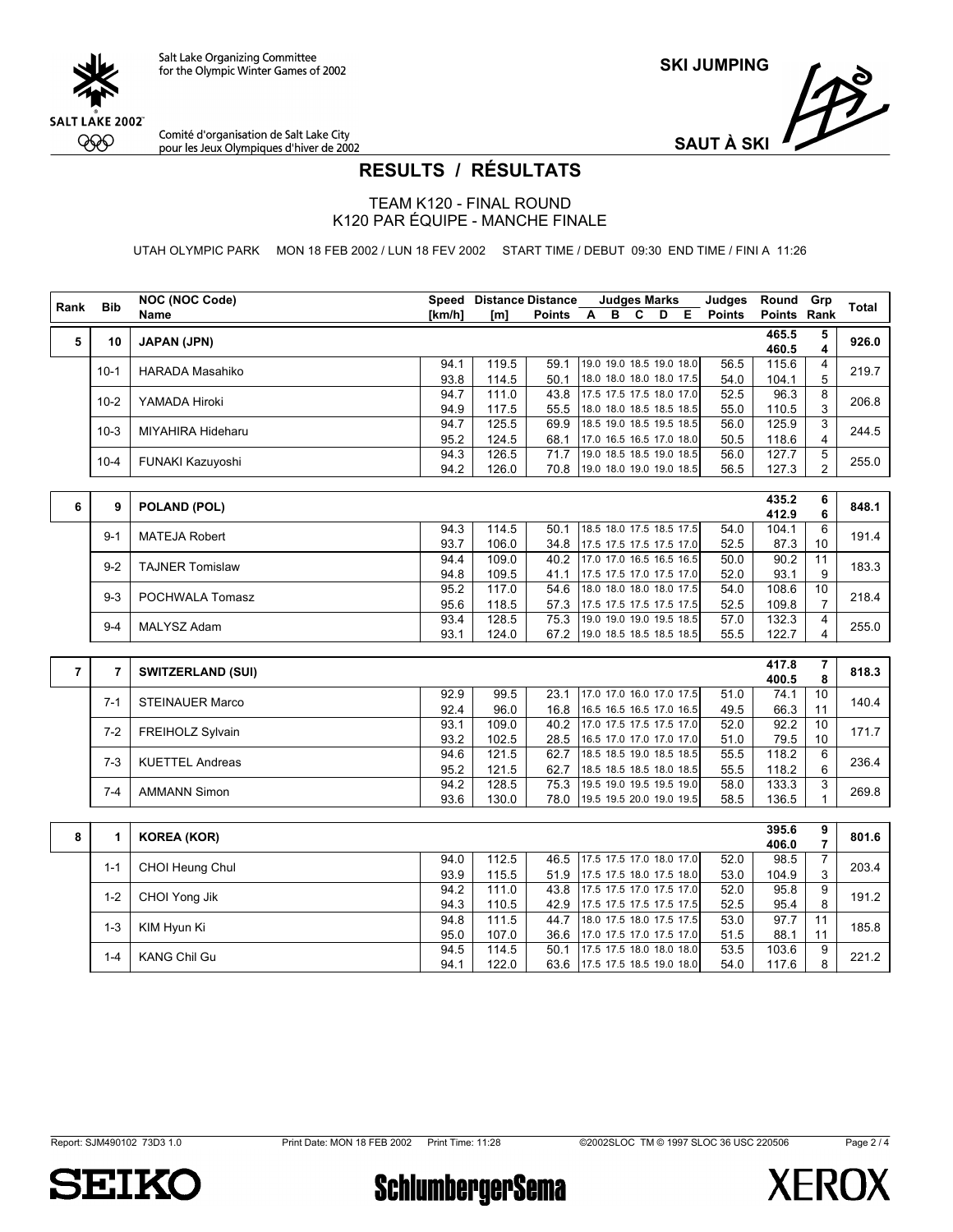Salt Lake Organizing Committee for the Olympic Winter Games of 2002

Comité d'organisation de Salt Lake City pour les Jeux Olympiques d'hiver de 2002

**SKI JUMPING**

**SAUT À SKI**

# RESULTS / RÉSULTATS

TEAM K120 - FINAL ROUND
K120 PAR ÉQUIPE - MANCHE FINALE

UTAH OLYMPIC PARK MON 18 FEB 2002 / LUN 18 FEV 2002 START TIME / DEBUT 09:30 END TIME / FINI A 11:26

| Rank | Bib | NOC (NOC Code) Name | Speed [km/h] | Distance [m] | Distance Points | Judges Marks A B C D E | Judges Points | Round Points | Grp Rank | Total |
|---|---|---|---|---|---|---|---|---|---|---|
| 5 | 10 | **JAPAN (JPN)** | | | | | | **465.5** **460.5** | **5** **4** | **926.0** |
| | 10-1 | HARADA Masahiko | 94.1 93.8 | 119.5 114.5 | 59.1 50.1 | 19.0 19.0 18.5 19.0 18.0 / 18.0 18.0 18.0 18.0 17.5 | 56.5 54.0 | 115.6 104.1 | 4 5 | 219.7 |
| | 10-2 | YAMADA Hiroki | 94.7 94.9 | 111.0 117.5 | 43.8 55.5 | 17.5 17.5 17.5 18.0 17.0 / 18.0 18.0 18.5 18.5 18.5 | 52.5 55.0 | 96.3 110.5 | 8 3 | 206.8 |
| | 10-3 | MIYAHIRA Hideharu | 94.7 95.2 | 125.5 124.5 | 69.9 68.1 | 18.5 19.0 18.5 19.5 18.5 / 17.0 16.5 16.5 17.0 18.0 | 56.0 50.5 | 125.9 118.6 | 3 4 | 244.5 |
| | 10-4 | FUNAKI Kazuyoshi | 94.3 94.2 | 126.5 126.0 | 71.7 70.8 | 19.0 18.5 18.5 19.0 18.5 / 19.0 18.0 19.0 19.0 18.5 | 56.0 56.5 | 127.7 127.3 | 5 2 | 255.0 |
| 6 | 9 | **POLAND (POL)** | | | | | | **435.2** **412.9** | **6** **6** | **848.1** |
| | 9-1 | MATEJA Robert | 94.3 93.7 | 114.5 106.0 | 50.1 34.8 | 18.5 18.0 17.5 18.5 17.5 / 17.5 17.5 17.5 17.5 17.0 | 54.0 52.5 | 104.1 87.3 | 6 10 | 191.4 |
| | 9-2 | TAJNER Tomislaw | 94.4 94.8 | 109.0 109.5 | 40.2 41.1 | 17.0 17.0 16.5 16.5 16.5 / 17.5 17.5 17.0 17.5 17.0 | 50.0 52.0 | 90.2 93.1 | 11 9 | 183.3 |
| | 9-3 | POCHWALA Tomasz | 95.2 95.6 | 117.0 118.5 | 54.6 57.3 | 18.0 18.0 18.0 18.0 17.5 / 17.5 17.5 17.5 17.5 17.5 | 54.0 52.5 | 108.6 109.8 | 10 7 | 218.4 |
| | 9-4 | MALYSZ Adam | 93.4 93.1 | 128.5 124.0 | 75.3 67.2 | 19.0 19.0 19.0 19.5 18.5 / 19.0 18.5 18.5 18.5 18.5 | 57.0 55.5 | 132.3 122.7 | 4 4 | 255.0 |
| 7 | 7 | **SWITZERLAND (SUI)** | | | | | | **417.8** **400.5** | **7** **8** | **818.3** |
| | 7-1 | STEINAUER Marco | 92.9 92.4 | 99.5 96.0 | 23.1 16.8 | 17.0 17.0 16.0 17.0 17.5 / 16.5 16.5 16.5 17.0 16.5 | 51.0 49.5 | 74.1 66.3 | 10 11 | 140.4 |
| | 7-2 | FREIHOLZ Sylvain | 93.1 93.2 | 109.0 102.5 | 40.2 28.5 | 17.0 17.5 17.5 17.5 17.0 / 16.5 17.0 17.0 17.0 17.0 | 52.0 51.0 | 92.2 79.5 | 10 10 | 171.7 |
| | 7-3 | KUETTEL Andreas | 94.6 95.2 | 121.5 121.5 | 62.7 62.7 | 18.5 18.5 19.0 18.5 18.5 / 18.5 18.5 18.5 18.0 18.5 | 55.5 55.5 | 118.2 118.2 | 6 6 | 236.4 |
| | 7-4 | AMMANN Simon | 94.2 93.6 | 128.5 130.0 | 75.3 78.0 | 19.5 19.0 19.5 19.5 19.0 / 19.5 19.5 20.0 19.0 19.5 | 58.0 58.5 | 133.3 136.5 | 3 1 | 269.8 |
| 8 | 1 | **KOREA (KOR)** | | | | | | **395.6** **406.0** | **9** **7** | **801.6** |
| | 1-1 | CHOI Heung Chul | 94.0 93.9 | 112.5 115.5 | 46.5 51.9 | 17.5 17.5 17.0 18.0 17.0 / 17.5 17.5 18.0 17.5 18.0 | 52.0 53.0 | 98.5 104.9 | 7 3 | 203.4 |
| | 1-2 | CHOI Yong Jik | 94.2 94.3 | 111.0 110.5 | 43.8 42.9 | 17.5 17.5 17.0 17.5 17.0 / 17.5 17.5 17.5 17.5 17.5 | 52.0 52.5 | 95.8 95.4 | 9 8 | 191.2 |
| | 1-3 | KIM Hyun Ki | 94.8 95.0 | 111.5 107.0 | 44.7 36.6 | 18.0 17.5 18.0 17.5 17.5 / 17.0 17.5 17.0 17.5 17.0 | 53.0 51.5 | 97.7 88.1 | 11 11 | 185.8 |
| | 1-4 | KANG Chil Gu | 94.5 94.1 | 114.5 122.0 | 50.1 63.6 | 17.5 17.5 18.0 18.0 18.0 / 17.5 17.5 18.5 19.0 18.0 | 53.5 54.0 | 103.6 117.6 | 9 8 | 221.2 |

Report: SJM490102 73D3 1.0 Print Date: MON 18 FEB 2002 Print Time: 11:28 ©2002SLOC TM © 1997 SLOC 36 USC 220506

SEIKO SchlumbergerSema XEROX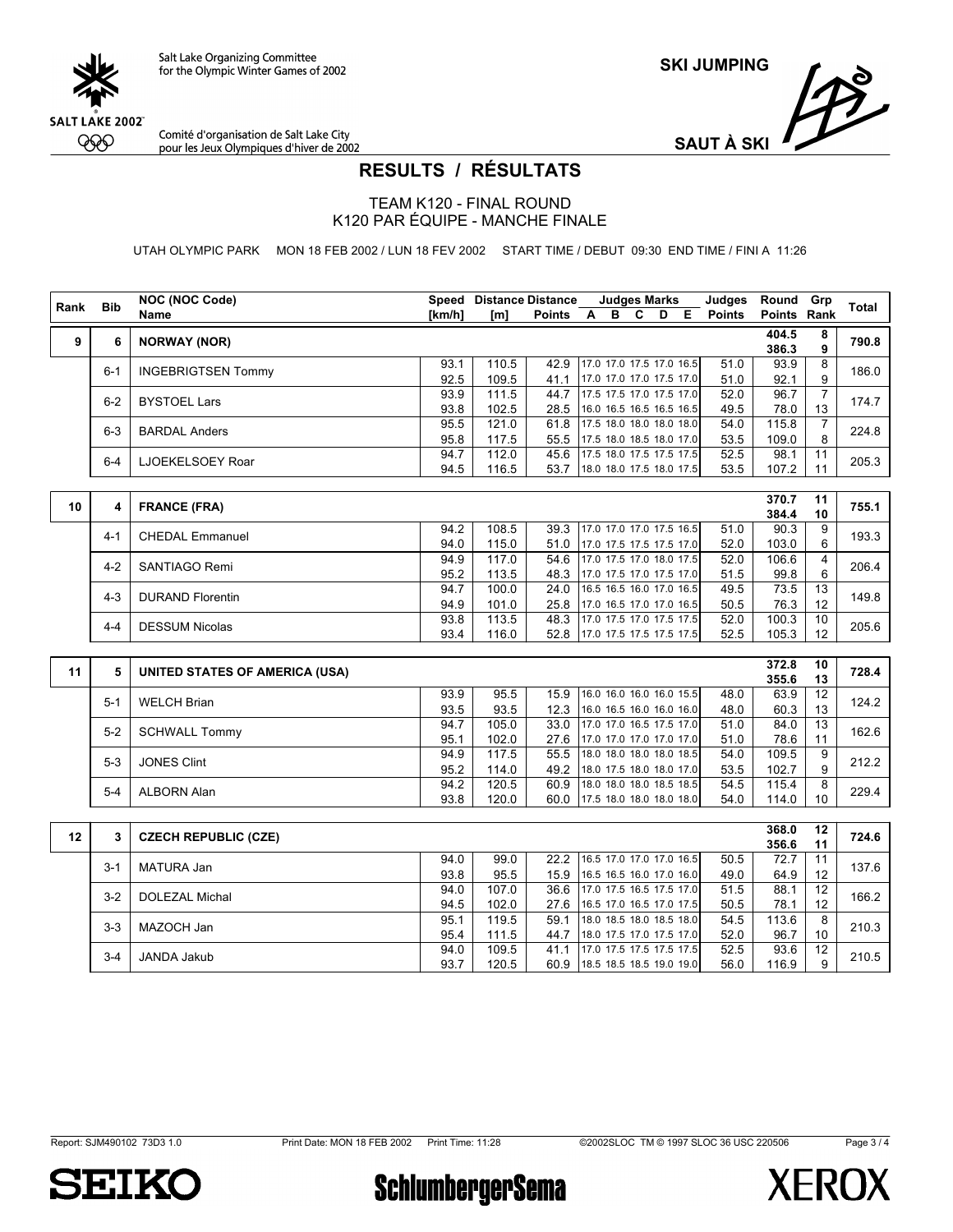SKI JUMPING

SAUT À SKI

Salt Lake Organizing Committee for the Olympic Winter Games of 2002

Comité d'organisation de Salt Lake City pour les Jeux Olympiques d'hiver de 2002

# RESULTS / RÉSULTATS

## TEAM K120 - FINAL ROUND
## K120 PAR ÉQUIPE - MANCHE FINALE

UTAH OLYMPIC PARK MON 18 FEB 2002 / LUN 18 FEV 2002 START TIME / DEBUT 09:30 END TIME / FINI A 11:26

| Rank | Bib | NOC (NOC Code) Name | Speed [km/h] | Distance [m] | Distance Points | Judges Marks A | B | C | D | E | Judges Points | Round Points | Grp Rank | Total |
|---|---|---|---|---|---|---|---|---|---|---|---|---|---|---|
| 9 | 6 | **NORWAY (NOR)** | | | | | | | | | | **404.5** | **8** | **790.8** |
| | | | | | | | | | | | | **386.3** | **9** | |
| | 6-1 | INGEBRIGTSEN Tommy | 93.1 | 110.5 | 42.9 | 17.0 | 17.0 | 17.5 | 17.0 | 16.5 | 51.0 | 93.9 | 8 | 186.0 |
| | | | 92.5 | 109.5 | 41.1 | 17.0 | 17.0 | 17.0 | 17.5 | 17.0 | 51.0 | 92.1 | 9 | |
| | 6-2 | BYSTOEL Lars | 93.9 | 111.5 | 44.7 | 17.5 | 17.5 | 17.0 | 17.5 | 17.0 | 52.0 | 96.7 | 7 | 174.7 |
| | | | 93.8 | 102.5 | 28.5 | 16.0 | 16.5 | 16.5 | 16.5 | 16.5 | 49.5 | 78.0 | 13 | |
| | 6-3 | BARDAL Anders | 95.5 | 121.0 | 61.8 | 17.5 | 18.0 | 18.0 | 18.0 | 18.0 | 54.0 | 115.8 | 7 | 224.8 |
| | | | 95.8 | 117.5 | 55.5 | 17.5 | 18.0 | 18.5 | 18.0 | 17.0 | 53.5 | 109.0 | 8 | |
| | 6-4 | LJOEKELSOEY Roar | 94.7 | 112.0 | 45.6 | 17.5 | 18.0 | 17.5 | 17.5 | 17.5 | 52.5 | 98.1 | 11 | 205.3 |
| | | | 94.5 | 116.5 | 53.7 | 18.0 | 18.0 | 17.5 | 18.0 | 17.5 | 53.5 | 107.2 | 11 | |
| 10 | 4 | **FRANCE (FRA)** | | | | | | | | | | **370.7** | **11** | **755.1** |
| | | | | | | | | | | | | **384.4** | **10** | |
| | 4-1 | CHEDAL Emmanuel | 94.2 | 108.5 | 39.3 | 17.0 | 17.0 | 17.0 | 17.5 | 16.5 | 51.0 | 90.3 | 9 | 193.3 |
| | | | 94.0 | 115.0 | 51.0 | 17.0 | 17.5 | 17.5 | 17.5 | 17.0 | 52.0 | 103.0 | 6 | |
| | 4-2 | SANTIAGO Remi | 94.9 | 117.0 | 54.6 | 17.0 | 17.5 | 17.0 | 18.0 | 17.5 | 52.0 | 106.6 | 4 | 206.4 |
| | | | 95.2 | 113.5 | 48.3 | 17.0 | 17.5 | 17.0 | 17.5 | 17.0 | 51.5 | 99.8 | 6 | |
| | 4-3 | DURAND Florentin | 94.7 | 100.0 | 24.0 | 16.5 | 16.5 | 16.0 | 17.0 | 16.5 | 49.5 | 73.5 | 13 | 149.8 |
| | | | 94.9 | 101.0 | 25.8 | 17.0 | 16.5 | 17.0 | 17.0 | 16.5 | 50.5 | 76.3 | 12 | |
| | 4-4 | DESSUM Nicolas | 93.8 | 113.5 | 48.3 | 17.0 | 17.5 | 17.0 | 17.5 | 17.5 | 52.0 | 100.3 | 10 | 205.6 |
| | | | 93.4 | 116.0 | 52.8 | 17.0 | 17.5 | 17.5 | 17.5 | 17.5 | 52.5 | 105.3 | 12 | |
| 11 | 5 | **UNITED STATES OF AMERICA (USA)** | | | | | | | | | | **372.8** | **10** | **728.4** |
| | | | | | | | | | | | | **355.6** | **13** | |
| | 5-1 | WELCH Brian | 93.9 | 95.5 | 15.9 | 16.0 | 16.0 | 16.0 | 16.0 | 15.5 | 48.0 | 63.9 | 12 | 124.2 |
| | | | 93.5 | 93.5 | 12.3 | 16.0 | 16.5 | 16.0 | 16.0 | 16.0 | 48.0 | 60.3 | 13 | |
| | 5-2 | SCHWALL Tommy | 94.7 | 105.0 | 33.0 | 17.0 | 17.0 | 16.5 | 17.5 | 17.0 | 51.0 | 84.0 | 13 | 162.6 |
| | | | 95.1 | 102.0 | 27.6 | 17.0 | 17.0 | 17.0 | 17.0 | 17.0 | 51.0 | 78.6 | 11 | |
| | 5-3 | JONES Clint | 94.9 | 117.5 | 55.5 | 18.0 | 18.0 | 18.0 | 18.0 | 18.5 | 54.0 | 109.5 | 9 | 212.2 |
| | | | 95.2 | 114.0 | 49.2 | 18.0 | 17.5 | 18.0 | 18.0 | 17.0 | 53.5 | 102.7 | 9 | |
| | 5-4 | ALBORN Alan | 94.2 | 120.5 | 60.9 | 18.0 | 18.0 | 18.0 | 18.5 | 18.5 | 54.5 | 115.4 | 8 | 229.4 |
| | | | 93.8 | 120.0 | 60.0 | 17.5 | 18.0 | 18.0 | 18.0 | 18.0 | 54.0 | 114.0 | 10 | |
| 12 | 3 | **CZECH REPUBLIC (CZE)** | | | | | | | | | | **368.0** | **12** | **724.6** |
| | | | | | | | | | | | | **356.6** | **11** | |
| | 3-1 | MATURA Jan | 94.0 | 99.0 | 22.2 | 16.5 | 17.0 | 17.0 | 17.0 | 16.5 | 50.5 | 72.7 | 11 | 137.6 |
| | | | 93.8 | 95.5 | 15.9 | 16.5 | 16.5 | 16.0 | 17.0 | 16.0 | 49.0 | 64.9 | 12 | |
| | 3-2 | DOLEZAL Michal | 94.0 | 107.0 | 36.6 | 17.0 | 17.5 | 16.5 | 17.5 | 17.0 | 51.5 | 88.1 | 12 | 166.2 |
| | | | 94.5 | 102.0 | 27.6 | 16.5 | 17.0 | 16.5 | 17.0 | 17.5 | 50.5 | 78.1 | 12 | |
| | 3-3 | MAZOCH Jan | 95.1 | 119.5 | 59.1 | 18.0 | 18.5 | 18.0 | 18.5 | 18.0 | 54.5 | 113.6 | 8 | 210.3 |
| | | | 95.4 | 111.5 | 44.7 | 18.0 | 17.5 | 17.0 | 17.5 | 17.0 | 52.0 | 96.7 | 10 | |
| | 3-4 | JANDA Jakub | 94.0 | 109.5 | 41.1 | 17.0 | 17.5 | 17.5 | 17.5 | 17.5 | 52.5 | 93.6 | 12 | 210.5 |
| | | | 93.7 | 120.5 | 60.9 | 18.5 | 18.5 | 18.5 | 19.0 | 19.0 | 56.0 | 116.9 | 9 | |

Report: SJM490102 73D3 1.0 Print Date: MON 18 FEB 2002 Print Time: 11:28 ©2002SLOC TM © 1997 SLOC 36 USC 220506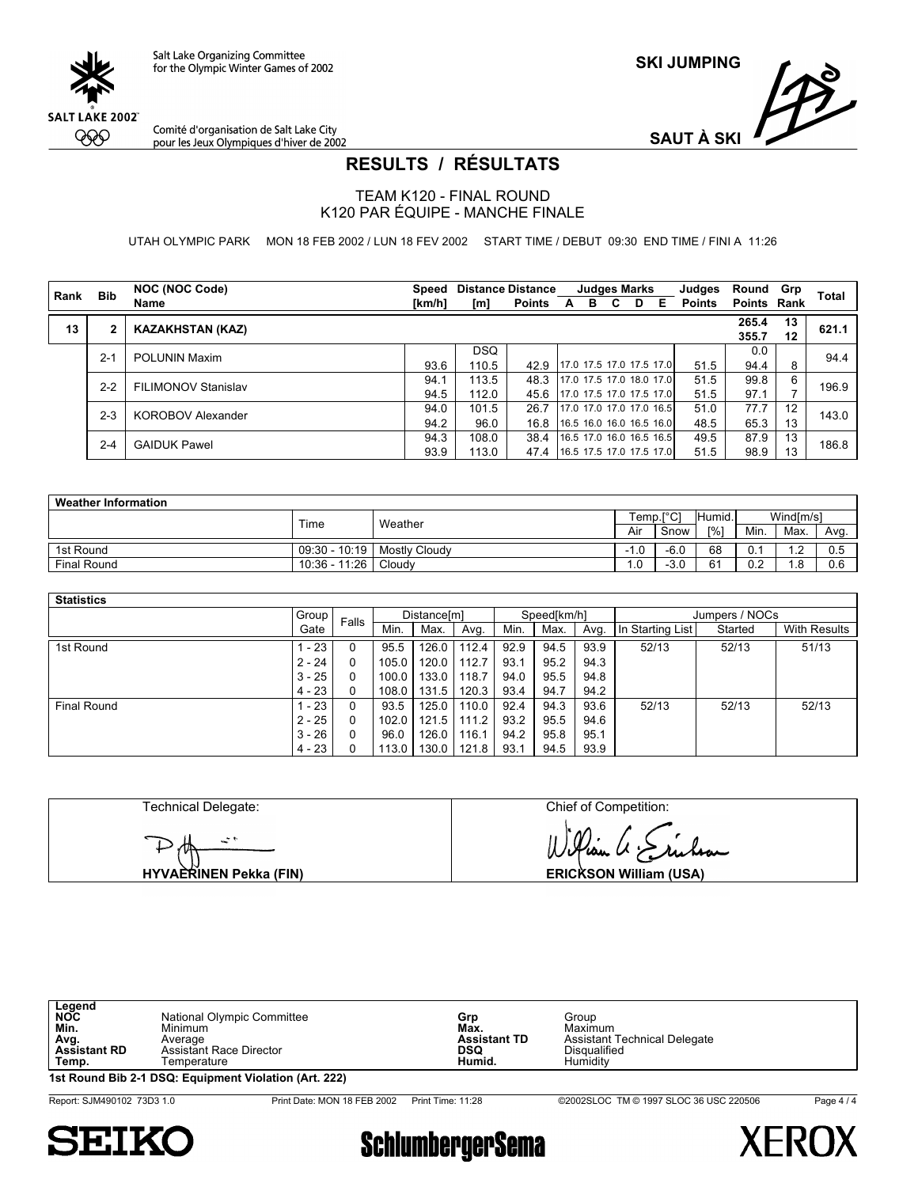Salt Lake Organizing Committee for the Olympic Winter Games of 2002

Comité d'organisation de Salt Lake City pour les Jeux Olympiques d'hiver de 2002

**SKI JUMPING**

**SAUT À SKI**

# RESULTS / RÉSULTATS

TEAM K120 - FINAL ROUND
K120 PAR ÉQUIPE - MANCHE FINALE

UTAH OLYMPIC PARK MON 18 FEB 2002 / LUN 18 FEV 2002 START TIME / DEBUT 09:30 END TIME / FINI A 11:26

| Rank | Bib | NOC (NOC Code) Name | Speed [km/h] | Distance [m] | Distance Points | Judges Marks A B C D E | Judges Points | Round Points | Grp Rank | Total |
|---|---|---|---|---|---|---|---|---|---|---|
| 13 | 2 | KAZAKHSTAN (KAZ) | | | | | | 265.4 | 13 | 621.1 |
| | | | | | | | | 355.7 | 12 | |
| | 2-1 | POLUNIN Maxim | | DSQ | | | | 0.0 | | 94.4 |
| | | | 93.6 | 110.5 | 42.9 | 17.0 17.5 17.0 17.5 17.0 | 51.5 | 94.4 | 8 | |
| | 2-2 | FILIMONOV Stanislav | 94.1 | 113.5 | 48.3 | 17.0 17.5 17.0 18.0 17.0 | 51.5 | 99.8 | 6 | 196.9 |
| | | | 94.5 | 112.0 | 45.6 | 17.0 17.5 17.0 17.5 17.0 | 51.5 | 97.1 | 7 | |
| | 2-3 | KOROBOV Alexander | 94.0 | 101.5 | 26.7 | 17.0 17.0 17.0 17.0 16.5 | 51.0 | 77.7 | 12 | 143.0 |
| | | | 94.2 | 96.0 | 16.8 | 16.5 16.0 16.0 16.5 16.0 | 48.5 | 65.3 | 13 | |
| | 2-4 | GAIDUK Pawel | 94.3 | 108.0 | 38.4 | 16.5 17.0 16.0 16.5 16.5 | 49.5 | 87.9 | 13 | 186.8 |
| | | | 93.9 | 113.0 | 47.4 | 16.5 17.5 17.0 17.5 17.0 | 51.5 | 98.9 | 13 | |

**Weather Information**

| | Time | Weather | Temp.[°C] Air | Temp.[°C] Snow | Humid. [%] | Wind[m/s] Min. | Wind[m/s] Max. | Wind[m/s] Avg. |
|---|---|---|---|---|---|---|---|---|
| 1st Round | 09:30 - 10:19 | Mostly Cloudy | -1.0 | -6.0 | 68 | 0.1 | 1.2 | 0.5 |
| Final Round | 10:36 - 11:26 | Cloudy | 1.0 | -3.0 | 61 | 0.2 | 1.8 | 0.6 |

**Statistics**

| | Group Gate | Falls | Distance[m] Min. | Distance[m] Max. | Distance[m] Avg. | Speed[km/h] Min. | Speed[km/h] Max. | Speed[km/h] Avg. | Jumpers / NOCs In Starting List | Jumpers / NOCs Started | Jumpers / NOCs With Results |
|---|---|---|---|---|---|---|---|---|---|---|---|
| 1st Round | 1 - 23 | 0 | 95.5 | 126.0 | 112.4 | 92.9 | 94.5 | 93.9 | 52/13 | 52/13 | 51/13 |
| | 2 - 24 | 0 | 105.0 | 120.0 | 112.7 | 93.1 | 95.2 | 94.3 | | | |
| | 3 - 25 | 0 | 100.0 | 133.0 | 118.7 | 94.0 | 95.5 | 94.8 | | | |
| | 4 - 23 | 0 | 108.0 | 131.5 | 120.3 | 93.4 | 94.7 | 94.2 | | | |
| Final Round | 1 - 23 | 0 | 93.5 | 125.0 | 110.0 | 92.4 | 94.3 | 93.6 | 52/13 | 52/13 | 52/13 |
| | 2 - 25 | 0 | 102.0 | 121.5 | 111.2 | 93.2 | 95.5 | 94.6 | | | |
| | 3 - 26 | 0 | 96.0 | 126.0 | 116.1 | 94.2 | 95.8 | 95.1 | | | |
| | 4 - 23 | 0 | 113.0 | 130.0 | 121.8 | 93.1 | 94.5 | 93.9 | | | |

| Technical Delegate: | Chief of Competition: |
|---|---|
| **HYVAERINEN Pekka (FIN)** | **ERICKSON William (USA)** |

**Legend**

| | | | |
|---|---|---|---|
| **NOC** | National Olympic Committee | **Grp** | Group |
| **Min.** | Minimum | **Max.** | Maximum |
| **Avg.** | Average | **Assistant TD** | Assistant Technical Delegate |
| **Assistant RD** | Assistant Race Director | **DSQ** | Disqualified |
| **Temp.** | Temperature | **Humid.** | Humidity |

**1st Round Bib 2-1 DSQ: Equipment Violation (Art. 222)**

Report: SJM490102 73D3 1.0 Print Date: MON 18 FEB 2002 Print Time: 11:28 ©2002SLOC TM © 1997 SLOC 36 USC 220506